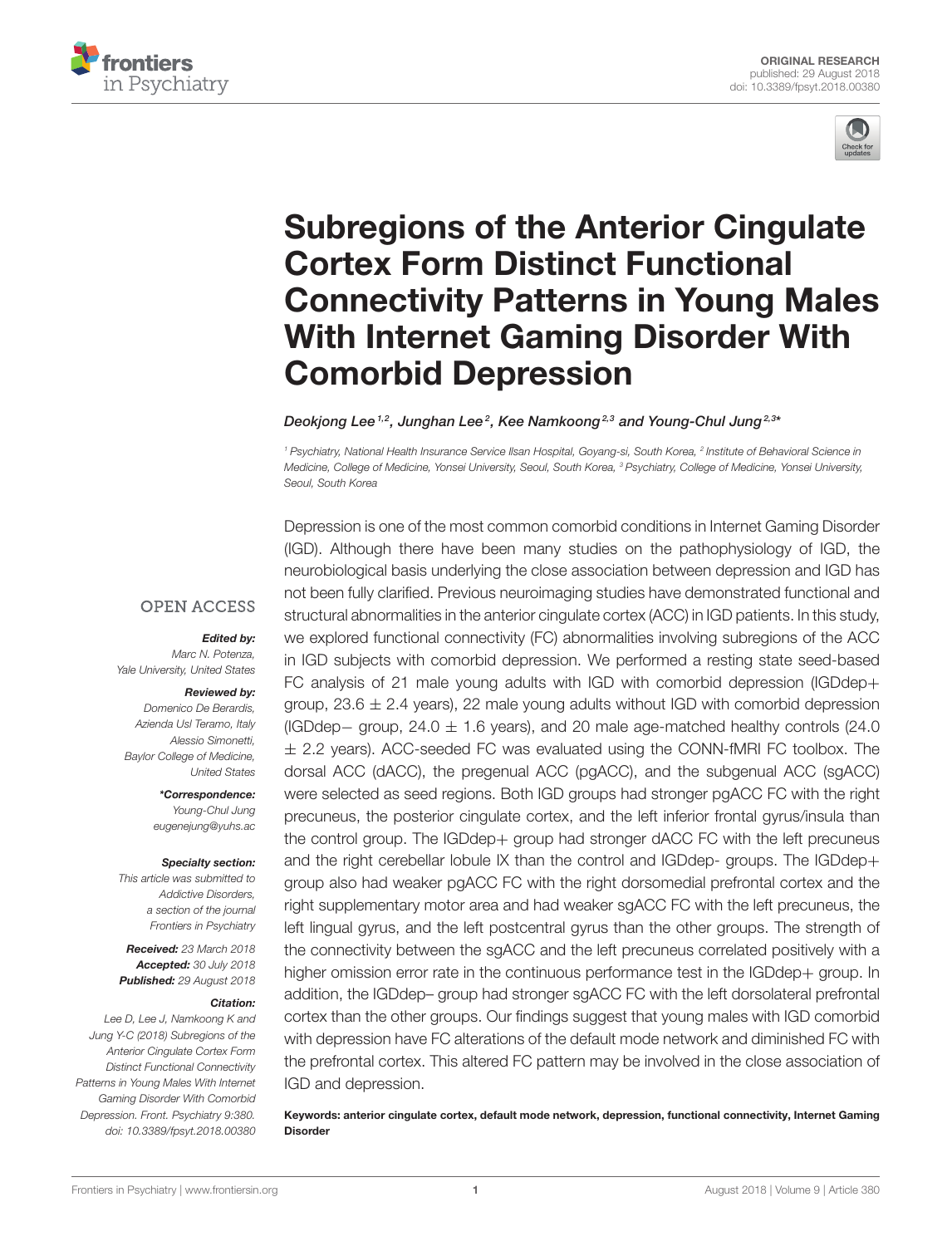ORIGINAL RESEARCH
published: 29 August 2018
doi: 10.3389/fpsyt.2018.00380

# Subregions of the Anterior Cingulate Cortex Form Distinct Functional Connectivity Patterns in Young Males With Internet Gaming Disorder With Comorbid Depression

*Deokjong Lee*[1,2], *Junghan Lee*[2], *Kee Namkoong*[2,3] and *Young-Chul Jung*[2,3]*

[1] Psychiatry, National Health Insurance Service Ilsan Hospital, Goyang-si, South Korea, [2] Institute of Behavioral Science in Medicine, College of Medicine, Yonsei University, Seoul, South Korea, [3] Psychiatry, College of Medicine, Yonsei University, Seoul, South Korea

Depression is one of the most common comorbid conditions in Internet Gaming Disorder (IGD). Although there have been many studies on the pathophysiology of IGD, the neurobiological basis underlying the close association between depression and IGD has not been fully clarified. Previous neuroimaging studies have demonstrated functional and structural abnormalities in the anterior cingulate cortex (ACC) in IGD patients. In this study, we explored functional connectivity (FC) abnormalities involving subregions of the ACC in IGD subjects with comorbid depression. We performed a resting state seed-based FC analysis of 21 male young adults with IGD with comorbid depression (IGDdep+ group, 23.6 ± 2.4 years), 22 male young adults without IGD with comorbid depression (IGDdep− group, 24.0 ± 1.6 years), and 20 male age-matched healthy controls (24.0 ± 2.2 years). ACC-seeded FC was evaluated using the CONN-fMRI FC toolbox. The dorsal ACC (dACC), the pregenual ACC (pgACC), and the subgenual ACC (sgACC) were selected as seed regions. Both IGD groups had stronger pgACC FC with the right precuneus, the posterior cingulate cortex, and the left inferior frontal gyrus/insula than the control group. The IGDdep+ group had stronger dACC FC with the left precuneus and the right cerebellar lobule IX than the control and IGDdep- groups. The IGDdep+ group also had weaker pgACC FC with the right dorsomedial prefrontal cortex and the right supplementary motor area and had weaker sgACC FC with the left precuneus, the left lingual gyrus, and the left postcentral gyrus than the other groups. The strength of the connectivity between the sgACC and the left precuneus correlated positively with a higher omission error rate in the continuous performance test in the IGDdep+ group. In addition, the IGDdep– group had stronger sgACC FC with the left dorsolateral prefrontal cortex than the other groups. Our findings suggest that young males with IGD comorbid with depression have FC alterations of the default mode network and diminished FC with the prefrontal cortex. This altered FC pattern may be involved in the close association of IGD and depression.

**Keywords: anterior cingulate cortex, default mode network, depression, functional connectivity, Internet Gaming Disorder**

OPEN ACCESS

***Edited by:***
*Marc N. Potenza,*
*Yale University, United States*

***Reviewed by:***
*Domenico De Berardis,*
*Azienda Usl Teramo, Italy*
*Alessio Simonetti,*
*Baylor College of Medicine,*
*United States*

***\*Correspondence:***
*Young-Chul Jung*
*eugenejung@yuhs.ac*

***Specialty section:***
*This article was submitted to Addictive Disorders, a section of the journal Frontiers in Psychiatry*

***Received:*** *23 March 2018*
***Accepted:*** *30 July 2018*
***Published:*** *29 August 2018*

***Citation:***
*Lee D, Lee J, Namkoong K and Jung Y-C (2018) Subregions of the Anterior Cingulate Cortex Form Distinct Functional Connectivity Patterns in Young Males With Internet Gaming Disorder With Comorbid Depression. Front. Psychiatry 9:380. doi: 10.3389/fpsyt.2018.00380*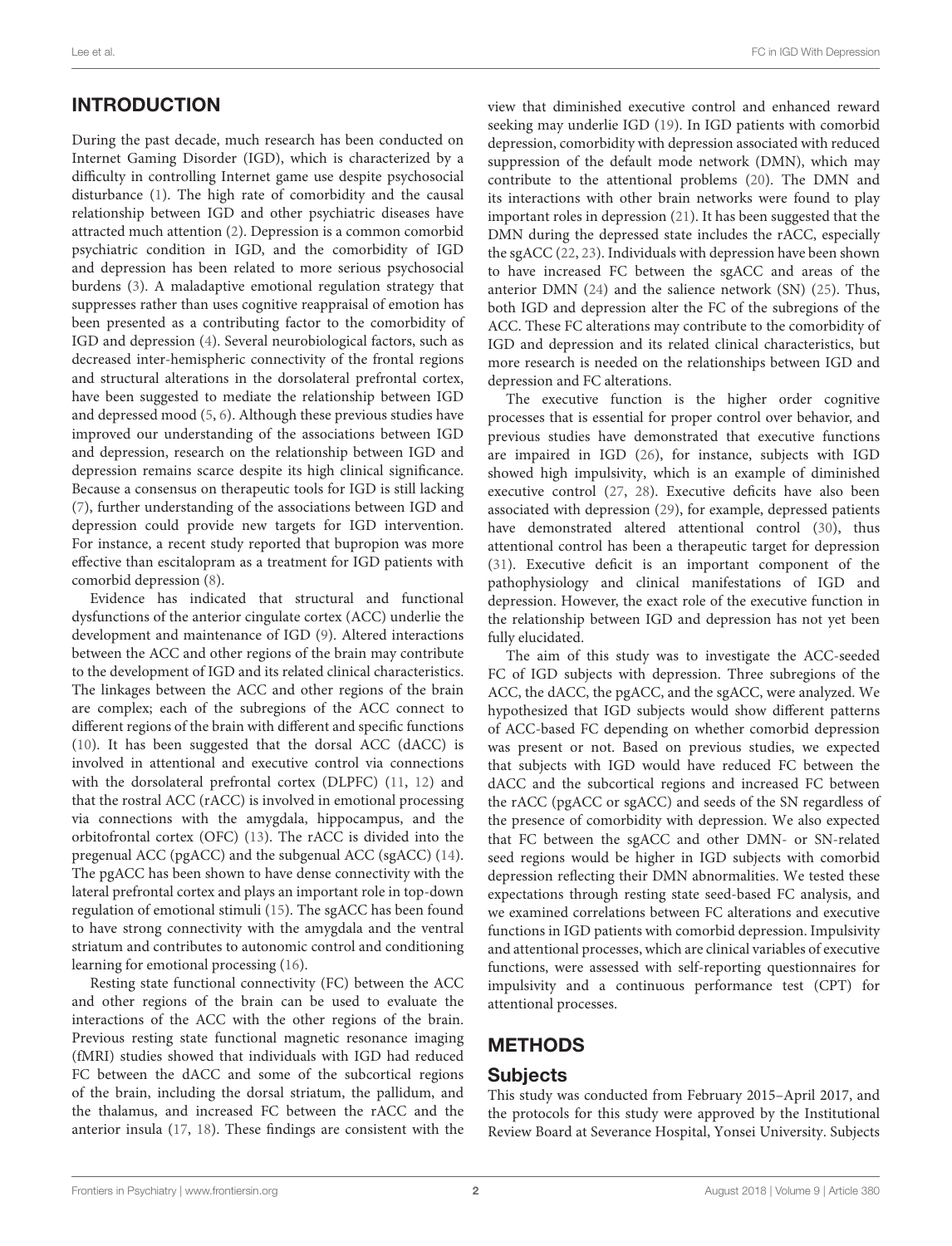## INTRODUCTION

During the past decade, much research has been conducted on Internet Gaming Disorder (IGD), which is characterized by a difficulty in controlling Internet game use despite psychosocial disturbance (1). The high rate of comorbidity and the causal relationship between IGD and other psychiatric diseases have attracted much attention (2). Depression is a common comorbid psychiatric condition in IGD, and the comorbidity of IGD and depression has been related to more serious psychosocial burdens (3). A maladaptive emotional regulation strategy that suppresses rather than uses cognitive reappraisal of emotion has been presented as a contributing factor to the comorbidity of IGD and depression (4). Several neurobiological factors, such as decreased inter-hemispheric connectivity of the frontal regions and structural alterations in the dorsolateral prefrontal cortex, have been suggested to mediate the relationship between IGD and depressed mood (5, 6). Although these previous studies have improved our understanding of the associations between IGD and depression, research on the relationship between IGD and depression remains scarce despite its high clinical significance. Because a consensus on therapeutic tools for IGD is still lacking (7), further understanding of the associations between IGD and depression could provide new targets for IGD intervention. For instance, a recent study reported that bupropion was more effective than escitalopram as a treatment for IGD patients with comorbid depression (8).

Evidence has indicated that structural and functional dysfunctions of the anterior cingulate cortex (ACC) underlie the development and maintenance of IGD (9). Altered interactions between the ACC and other regions of the brain may contribute to the development of IGD and its related clinical characteristics. The linkages between the ACC and other regions of the brain are complex; each of the subregions of the ACC connect to different regions of the brain with different and specific functions (10). It has been suggested that the dorsal ACC (dACC) is involved in attentional and executive control via connections with the dorsolateral prefrontal cortex (DLPFC) (11, 12) and that the rostral ACC (rACC) is involved in emotional processing via connections with the amygdala, hippocampus, and the orbitofrontal cortex (OFC) (13). The rACC is divided into the pregenual ACC (pgACC) and the subgenual ACC (sgACC) (14). The pgACC has been shown to have dense connectivity with the lateral prefrontal cortex and plays an important role in top-down regulation of emotional stimuli (15). The sgACC has been found to have strong connectivity with the amygdala and the ventral striatum and contributes to autonomic control and conditioning learning for emotional processing (16).

Resting state functional connectivity (FC) between the ACC and other regions of the brain can be used to evaluate the interactions of the ACC with the other regions of the brain. Previous resting state functional magnetic resonance imaging (fMRI) studies showed that individuals with IGD had reduced FC between the dACC and some of the subcortical regions of the brain, including the dorsal striatum, the pallidum, and the thalamus, and increased FC between the rACC and the anterior insula (17, 18). These findings are consistent with the view that diminished executive control and enhanced reward seeking may underlie IGD (19). In IGD patients with comorbid depression, comorbidity with depression associated with reduced suppression of the default mode network (DMN), which may contribute to the attentional problems (20). The DMN and its interactions with other brain networks were found to play important roles in depression (21). It has been suggested that the DMN during the depressed state includes the rACC, especially the sgACC (22, 23). Individuals with depression have been shown to have increased FC between the sgACC and areas of the anterior DMN (24) and the salience network (SN) (25). Thus, both IGD and depression alter the FC of the subregions of the ACC. These FC alterations may contribute to the comorbidity of IGD and depression and its related clinical characteristics, but more research is needed on the relationships between IGD and depression and FC alterations.

The executive function is the higher order cognitive processes that is essential for proper control over behavior, and previous studies have demonstrated that executive functions are impaired in IGD (26), for instance, subjects with IGD showed high impulsivity, which is an example of diminished executive control (27, 28). Executive deficits have also been associated with depression (29), for example, depressed patients have demonstrated altered attentional control (30), thus attentional control has been a therapeutic target for depression (31). Executive deficit is an important component of the pathophysiology and clinical manifestations of IGD and depression. However, the exact role of the executive function in the relationship between IGD and depression has not yet been fully elucidated.

The aim of this study was to investigate the ACC-seeded FC of IGD subjects with depression. Three subregions of the ACC, the dACC, the pgACC, and the sgACC, were analyzed. We hypothesized that IGD subjects would show different patterns of ACC-based FC depending on whether comorbid depression was present or not. Based on previous studies, we expected that subjects with IGD would have reduced FC between the dACC and the subcortical regions and increased FC between the rACC (pgACC or sgACC) and seeds of the SN regardless of the presence of comorbidity with depression. We also expected that FC between the sgACC and other DMN- or SN-related seed regions would be higher in IGD subjects with comorbid depression reflecting their DMN abnormalities. We tested these expectations through resting state seed-based FC analysis, and we examined correlations between FC alterations and executive functions in IGD patients with comorbid depression. Impulsivity and attentional processes, which are clinical variables of executive functions, were assessed with self-reporting questionnaires for impulsivity and a continuous performance test (CPT) for attentional processes.

## METHODS

### Subjects

This study was conducted from February 2015–April 2017, and the protocols for this study were approved by the Institutional Review Board at Severance Hospital, Yonsei University. Subjects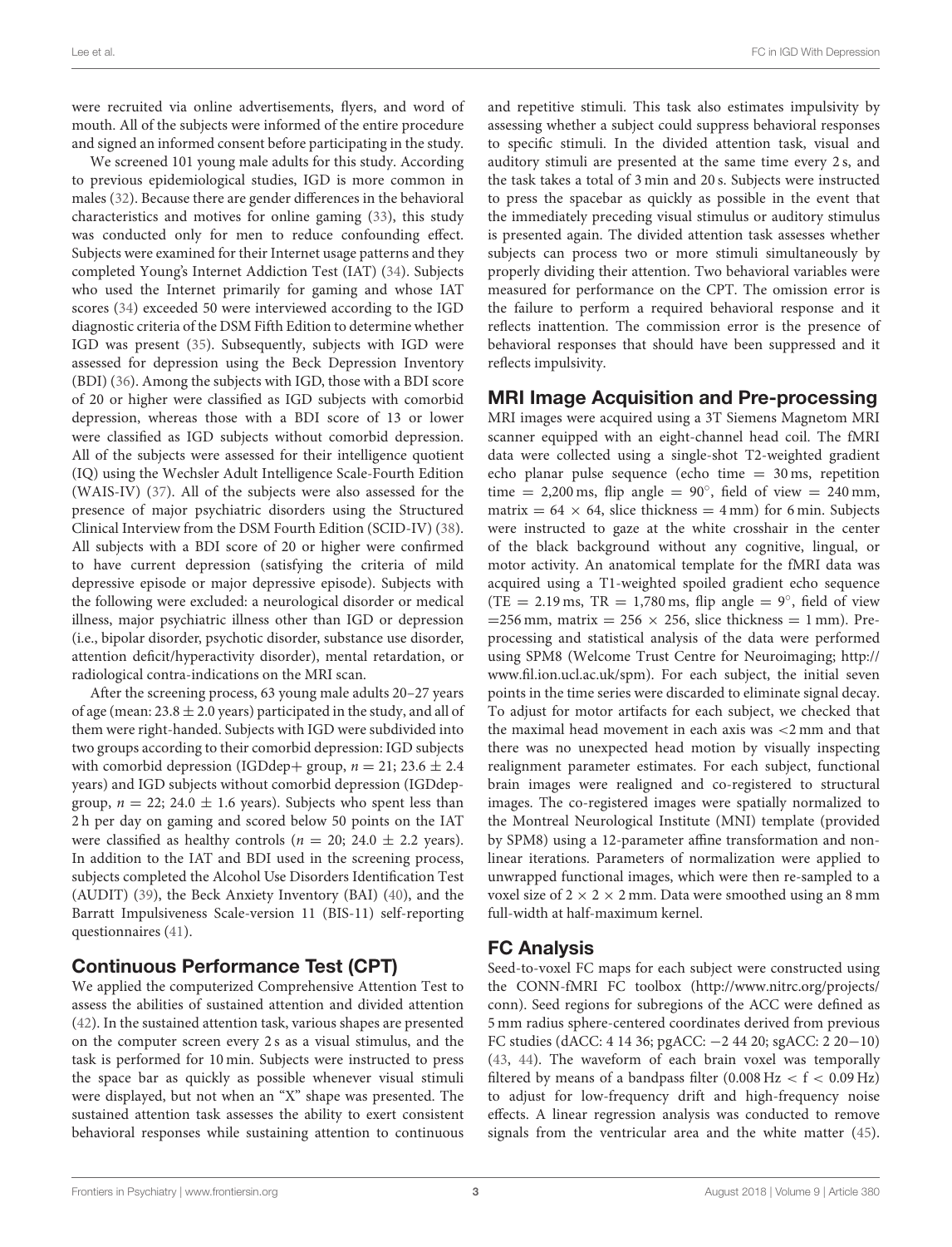were recruited via online advertisements, flyers, and word of mouth. All of the subjects were informed of the entire procedure and signed an informed consent before participating in the study.

We screened 101 young male adults for this study. According to previous epidemiological studies, IGD is more common in males (32). Because there are gender differences in the behavioral characteristics and motives for online gaming (33), this study was conducted only for men to reduce confounding effect. Subjects were examined for their Internet usage patterns and they completed Young's Internet Addiction Test (IAT) (34). Subjects who used the Internet primarily for gaming and whose IAT scores (34) exceeded 50 were interviewed according to the IGD diagnostic criteria of the DSM Fifth Edition to determine whether IGD was present (35). Subsequently, subjects with IGD were assessed for depression using the Beck Depression Inventory (BDI) (36). Among the subjects with IGD, those with a BDI score of 20 or higher were classified as IGD subjects with comorbid depression, whereas those with a BDI score of 13 or lower were classified as IGD subjects without comorbid depression. All of the subjects were assessed for their intelligence quotient (IQ) using the Wechsler Adult Intelligence Scale-Fourth Edition (WAIS-IV) (37). All of the subjects were also assessed for the presence of major psychiatric disorders using the Structured Clinical Interview from the DSM Fourth Edition (SCID-IV) (38). All subjects with a BDI score of 20 or higher were confirmed to have current depression (satisfying the criteria of mild depressive episode or major depressive episode). Subjects with the following were excluded: a neurological disorder or medical illness, major psychiatric illness other than IGD or depression (i.e., bipolar disorder, psychotic disorder, substance use disorder, attention deficit/hyperactivity disorder), mental retardation, or radiological contra-indications on the MRI scan.

After the screening process, 63 young male adults 20–27 years of age (mean: 23.8 ± 2.0 years) participated in the study, and all of them were right-handed. Subjects with IGD were subdivided into two groups according to their comorbid depression: IGD subjects with comorbid depression (IGDdep+ group, $n = 21$; 23.6 ± 2.4 years) and IGD subjects without comorbid depression (IGDdep- group, $n = 22$; 24.0 ± 1.6 years). Subjects who spent less than 2 h per day on gaming and scored below 50 points on the IAT were classified as healthy controls ($n = 20$; 24.0 ± 2.2 years). In addition to the IAT and BDI used in the screening process, subjects completed the Alcohol Use Disorders Identification Test (AUDIT) (39), the Beck Anxiety Inventory (BAI) (40), and the Barratt Impulsiveness Scale-version 11 (BIS-11) self-reporting questionnaires (41).

## Continuous Performance Test (CPT)

We applied the computerized Comprehensive Attention Test to assess the abilities of sustained attention and divided attention (42). In the sustained attention task, various shapes are presented on the computer screen every 2 s as a visual stimulus, and the task is performed for 10 min. Subjects were instructed to press the space bar as quickly as possible whenever visual stimuli were displayed, but not when an "X" shape was presented. The sustained attention task assesses the ability to exert consistent behavioral responses while sustaining attention to continuous and repetitive stimuli. This task also estimates impulsivity by assessing whether a subject could suppress behavioral responses to specific stimuli. In the divided attention task, visual and auditory stimuli are presented at the same time every 2 s, and the task takes a total of 3 min and 20 s. Subjects were instructed to press the spacebar as quickly as possible in the event that the immediately preceding visual stimulus or auditory stimulus is presented again. The divided attention task assesses whether subjects can process two or more stimuli simultaneously by properly dividing their attention. Two behavioral variables were measured for performance on the CPT. The omission error is the failure to perform a required behavioral response and it reflects inattention. The commission error is the presence of behavioral responses that should have been suppressed and it reflects impulsivity.

## MRI Image Acquisition and Pre-processing

MRI images were acquired using a 3T Siemens Magnetom MRI scanner equipped with an eight-channel head coil. The fMRI data were collected using a single-shot T2-weighted gradient echo planar pulse sequence (echo time = 30 ms, repetition time = 2,200 ms, flip angle = 90°, field of view = 240 mm, matrix = 64 × 64, slice thickness = 4 mm) for 6 min. Subjects were instructed to gaze at the white crosshair in the center of the black background without any cognitive, lingual, or motor activity. An anatomical template for the fMRI data was acquired using a T1-weighted spoiled gradient echo sequence (TE = 2.19 ms, TR = 1,780 ms, flip angle = 9°, field of view =256 mm, matrix = 256 × 256, slice thickness = 1 mm). Pre-processing and statistical analysis of the data were performed using SPM8 (Welcome Trust Centre for Neuroimaging; http://www.fil.ion.ucl.ac.uk/spm). For each subject, the initial seven points in the time series were discarded to eliminate signal decay. To adjust for motor artifacts for each subject, we checked that the maximal head movement in each axis was <2 mm and that there was no unexpected head motion by visually inspecting realignment parameter estimates. For each subject, functional brain images were realigned and co-registered to structural images. The co-registered images were spatially normalized to the Montreal Neurological Institute (MNI) template (provided by SPM8) using a 12-parameter affine transformation and non-linear iterations. Parameters of normalization were applied to unwrapped functional images, which were then re-sampled to a voxel size of 2 × 2 × 2 mm. Data were smoothed using an 8 mm full-width at half-maximum kernel.

## FC Analysis

Seed-to-voxel FC maps for each subject were constructed using the CONN-fMRI FC toolbox (http://www.nitrc.org/projects/conn). Seed regions for subregions of the ACC were defined as 5 mm radius sphere-centered coordinates derived from previous FC studies (dACC: 4 14 36; pgACC: −2 44 20; sgACC: 2 20−10) (43, 44). The waveform of each brain voxel was temporally filtered by means of a bandpass filter (0.008 Hz < f < 0.09 Hz) to adjust for low-frequency drift and high-frequency noise effects. A linear regression analysis was conducted to remove signals from the ventricular area and the white matter (45).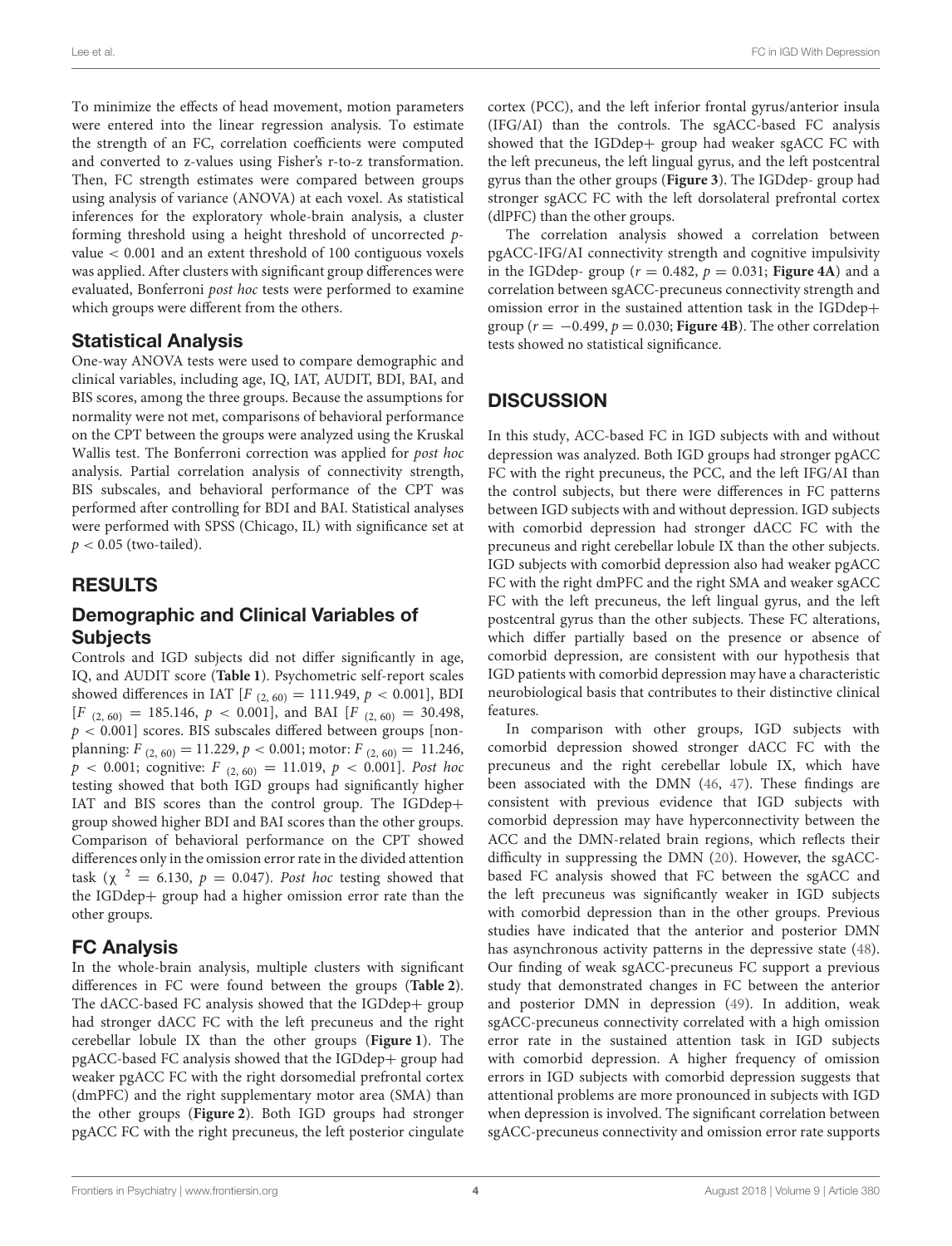To minimize the effects of head movement, motion parameters were entered into the linear regression analysis. To estimate the strength of an FC, correlation coefficients were computed and converted to z-values using Fisher's r-to-z transformation. Then, FC strength estimates were compared between groups using analysis of variance (ANOVA) at each voxel. As statistical inferences for the exploratory whole-brain analysis, a cluster forming threshold using a height threshold of uncorrected $p$-value $< 0.001$ and an extent threshold of 100 contiguous voxels was applied. After clusters with significant group differences were evaluated, Bonferroni *post hoc* tests were performed to examine which groups were different from the others.

## Statistical Analysis

One-way ANOVA tests were used to compare demographic and clinical variables, including age, IQ, IAT, AUDIT, BDI, BAI, and BIS scores, among the three groups. Because the assumptions for normality were not met, comparisons of behavioral performance on the CPT between the groups were analyzed using the Kruskal Wallis test. The Bonferroni correction was applied for *post hoc* analysis. Partial correlation analysis of connectivity strength, BIS subscales, and behavioral performance of the CPT was performed after controlling for BDI and BAI. Statistical analyses were performed with SPSS (Chicago, IL) with significance set at $p < 0.05$ (two-tailed).

# RESULTS

## Demographic and Clinical Variables of Subjects

Controls and IGD subjects did not differ significantly in age, IQ, and AUDIT score (**Table 1**). Psychometric self-report scales showed differences in IAT [$F_{(2, 60)} = 111.949$, $p < 0.001$], BDI [$F_{(2, 60)} = 185.146$, $p < 0.001$], and BAI [$F_{(2, 60)} = 30.498$, $p < 0.001$] scores. BIS subscales differed between groups [non-planning: $F_{(2, 60)} = 11.229$, $p < 0.001$; motor: $F_{(2, 60)} = 11.246$, $p < 0.001$; cognitive: $F_{(2, 60)} = 11.019$, $p < 0.001$]. *Post hoc* testing showed that both IGD groups had significantly higher IAT and BIS scores than the control group. The IGDdep+ group showed higher BDI and BAI scores than the other groups. Comparison of behavioral performance on the CPT showed differences only in the omission error rate in the divided attention task ($\chi^2 = 6.130$, $p = 0.047$). *Post hoc* testing showed that the IGDdep+ group had a higher omission error rate than the other groups.

## FC Analysis

In the whole-brain analysis, multiple clusters with significant differences in FC were found between the groups (**Table 2**). The dACC-based FC analysis showed that the IGDdep+ group had stronger dACC FC with the left precuneus and the right cerebellar lobule IX than the other groups (**Figure 1**). The pgACC-based FC analysis showed that the IGDdep+ group had weaker pgACC FC with the right dorsomedial prefrontal cortex (dmPFC) and the right supplementary motor area (SMA) than the other groups (**Figure 2**). Both IGD groups had stronger pgACC FC with the right precuneus, the left posterior cingulate cortex (PCC), and the left inferior frontal gyrus/anterior insula (IFG/AI) than the controls. The sgACC-based FC analysis showed that the IGDdep+ group had weaker sgACC FC with the left precuneus, the left lingual gyrus, and the left postcentral gyrus than the other groups (**Figure 3**). The IGDdep- group had stronger sgACC FC with the left dorsolateral prefrontal cortex (dlPFC) than the other groups.

The correlation analysis showed a correlation between pgACC-IFG/AI connectivity strength and cognitive impulsivity in the IGDdep- group ($r = 0.482$, $p = 0.031$; **Figure 4A**) and a correlation between sgACC-precuneus connectivity strength and omission error in the sustained attention task in the IGDdep+ group ($r = -0.499$, $p = 0.030$; **Figure 4B**). The other correlation tests showed no statistical significance.

# DISCUSSION

In this study, ACC-based FC in IGD subjects with and without depression was analyzed. Both IGD groups had stronger pgACC FC with the right precuneus, the PCC, and the left IFG/AI than the control subjects, but there were differences in FC patterns between IGD subjects with and without depression. IGD subjects with comorbid depression had stronger dACC FC with the precuneus and right cerebellar lobule IX than the other subjects. IGD subjects with comorbid depression also had weaker pgACC FC with the right dmPFC and the right SMA and weaker sgACC FC with the left precuneus, the left lingual gyrus, and the left postcentral gyrus than the other subjects. These FC alterations, which differ partially based on the presence or absence of comorbid depression, are consistent with our hypothesis that IGD patients with comorbid depression may have a characteristic neurobiological basis that contributes to their distinctive clinical features.

In comparison with other groups, IGD subjects with comorbid depression showed stronger dACC FC with the precuneus and the right cerebellar lobule IX, which have been associated with the DMN (46, 47). These findings are consistent with previous evidence that IGD subjects with comorbid depression may have hyperconnectivity between the ACC and the DMN-related brain regions, which reflects their difficulty in suppressing the DMN (20). However, the sgACC-based FC analysis showed that FC between the sgACC and the left precuneus was significantly weaker in IGD subjects with comorbid depression than in the other groups. Previous studies have indicated that the anterior and posterior DMN has asynchronous activity patterns in the depressive state (48). Our finding of weak sgACC-precuneus FC support a previous study that demonstrated changes in FC between the anterior and posterior DMN in depression (49). In addition, weak sgACC-precuneus connectivity correlated with a high omission error rate in the sustained attention task in IGD subjects with comorbid depression. A higher frequency of omission errors in IGD subjects with comorbid depression suggests that attentional problems are more pronounced in subjects with IGD when depression is involved. The significant correlation between sgACC-precuneus connectivity and omission error rate supports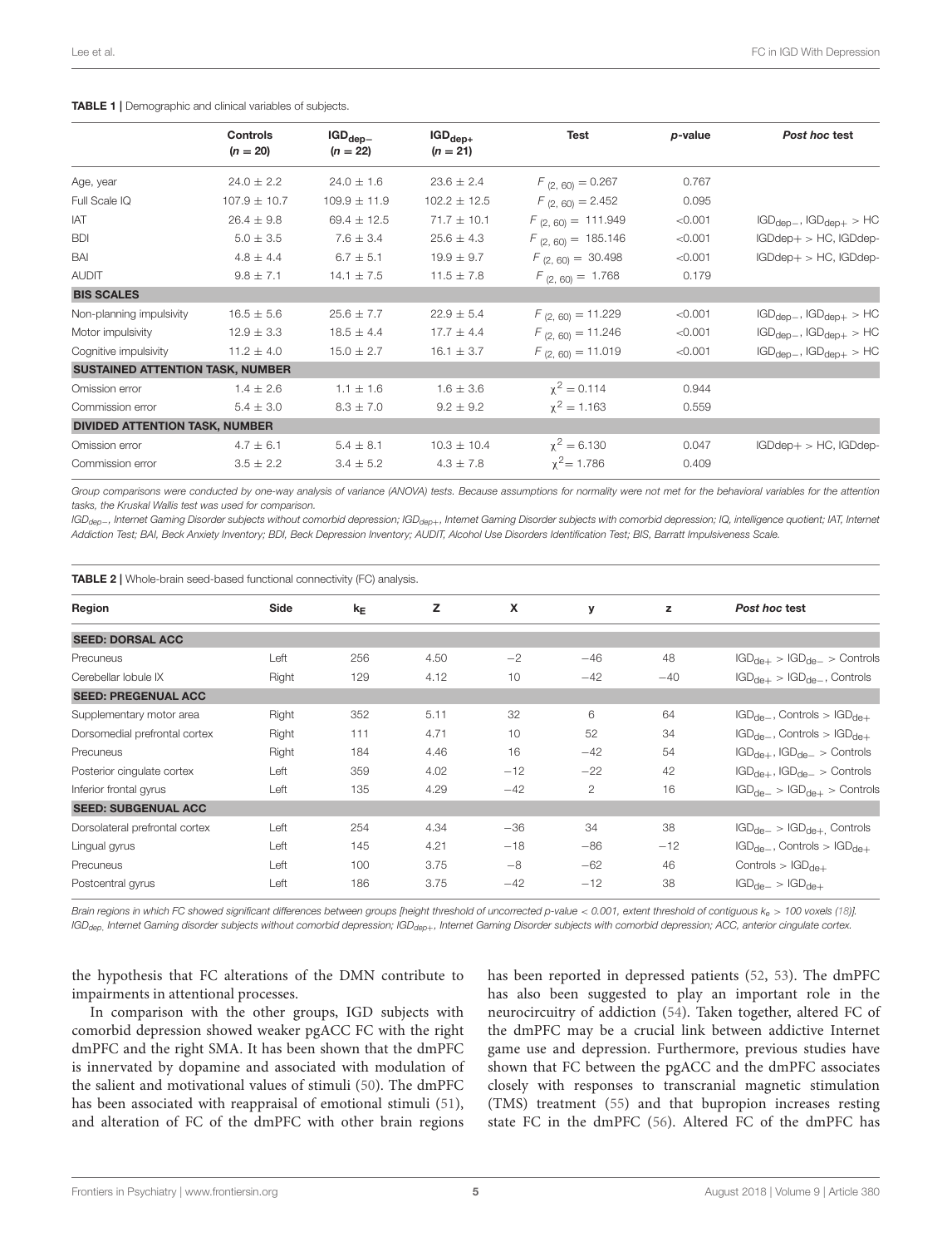**TABLE 1 |** Demographic and clinical variables of subjects.

| | Controls ($n = 20$) | $IGD_{dep-}$ ($n = 22$) | $IGD_{dep+}$ ($n = 21$) | Test | p-value | *Post hoc* test |
|---|---|---|---|---|---|---|
| Age, year | 24.0 ± 2.2 | 24.0 ± 1.6 | 23.6 ± 2.4 | $F_{(2, 60)} = 0.267$ | 0.767 | |
| Full Scale IQ | 107.9 ± 10.7 | 109.9 ± 11.9 | 102.2 ± 12.5 | $F_{(2, 60)} = 2.452$ | 0.095 | |
| IAT | 26.4 ± 9.8 | 69.4 ± 12.5 | 71.7 ± 10.1 | $F_{(2, 60)} = 111.949$ | <0.001 | $IGD_{dep-}$, $IGD_{dep+}$ > HC |
| BDI | 5.0 ± 3.5 | 7.6 ± 3.4 | 25.6 ± 4.3 | $F_{(2, 60)} = 185.146$ | <0.001 | IGDdep+ > HC, IGDdep- |
| BAI | 4.8 ± 4.4 | 6.7 ± 5.1 | 19.9 ± 9.7 | $F_{(2, 60)} = 30.498$ | <0.001 | IGDdep+ > HC, IGDdep- |
| AUDIT | 9.8 ± 7.1 | 14.1 ± 7.5 | 11.5 ± 7.8 | $F_{(2, 60)} = 1.768$ | 0.179 | |
| **BIS SCALES** | | | | | | |
| Non-planning impulsivity | 16.5 ± 5.6 | 25.6 ± 7.7 | 22.9 ± 5.4 | $F_{(2, 60)} = 11.229$ | <0.001 | $IGD_{dep-}$, $IGD_{dep+}$ > HC |
| Motor impulsivity | 12.9 ± 3.3 | 18.5 ± 4.4 | 17.7 ± 4.4 | $F_{(2, 60)} = 11.246$ | <0.001 | $IGD_{dep-}$, $IGD_{dep+}$ > HC |
| Cognitive impulsivity | 11.2 ± 4.0 | 15.0 ± 2.7 | 16.1 ± 3.7 | $F_{(2, 60)} = 11.019$ | <0.001 | $IGD_{dep-}$, $IGD_{dep+}$ > HC |
| **SUSTAINED ATTENTION TASK, NUMBER** | | | | | | |
| Omission error | 1.4 ± 2.6 | 1.1 ± 1.6 | 1.6 ± 3.6 | $\chi^2 = 0.114$ | 0.944 | |
| Commission error | 5.4 ± 3.0 | 8.3 ± 7.0 | 9.2 ± 9.2 | $\chi^2 = 1.163$ | 0.559 | |
| **DIVIDED ATTENTION TASK, NUMBER** | | | | | | |
| Omission error | 4.7 ± 6.1 | 5.4 ± 8.1 | 10.3 ± 10.4 | $\chi^2 = 6.130$ | 0.047 | IGDdep+ > HC, IGDdep- |
| Commission error | 3.5 ± 2.2 | 3.4 ± 5.2 | 4.3 ± 7.8 | $\chi^2 = 1.786$ | 0.409 | |

*Group comparisons were conducted by one-way analysis of variance (ANOVA) tests. Because assumptions for normality were not met for the behavioral variables for the attention tasks, the Kruskal Wallis test was used for comparison.*

*$IGD_{dep-}$, Internet Gaming Disorder subjects without comorbid depression; $IGD_{dep+}$, Internet Gaming Disorder subjects with comorbid depression; IQ, intelligence quotient; IAT, Internet Addiction Test; BAI, Beck Anxiety Inventory; BDI, Beck Depression Inventory; AUDIT, Alcohol Use Disorders Identification Test; BIS, Barratt Impulsiveness Scale.*

**TABLE 2 |** Whole-brain seed-based functional connectivity (FC) analysis.

| Region | Side | $k_E$ | Z | X | y | z | *Post hoc* test |
|---|---|---|---|---|---|---|---|
| **SEED: DORSAL ACC** | | | | | | | |
| Precuneus | Left | 256 | 4.50 | −2 | −46 | 48 | $IGD_{de+}$ > $IGD_{de-}$ > Controls |
| Cerebellar lobule IX | Right | 129 | 4.12 | 10 | −42 | −40 | $IGD_{de+}$ > $IGD_{de-}$, Controls |
| **SEED: PREGENUAL ACC** | | | | | | | |
| Supplementary motor area | Right | 352 | 5.11 | 32 | 6 | 64 | $IGD_{de-}$, Controls > $IGD_{de+}$ |
| Dorsomedial prefrontal cortex | Right | 111 | 4.71 | 10 | 52 | 34 | $IGD_{de-}$, Controls > $IGD_{de+}$ |
| Precuneus | Right | 184 | 4.46 | 16 | −42 | 54 | $IGD_{de+}$, $IGD_{de-}$ > Controls |
| Posterior cingulate cortex | Left | 359 | 4.02 | −12 | −22 | 42 | $IGD_{de+}$, $IGD_{de-}$ > Controls |
| Inferior frontal gyrus | Left | 135 | 4.29 | −42 | 2 | 16 | $IGD_{de-}$ > $IGD_{de+}$ > Controls |
| **SEED: SUBGENUAL ACC** | | | | | | | |
| Dorsolateral prefrontal cortex | Left | 254 | 4.34 | −36 | 34 | 38 | $IGD_{de-}$ > $IGD_{de+}$, Controls |
| Lingual gyrus | Left | 145 | 4.21 | −18 | −86 | −12 | $IGD_{de-}$, Controls > $IGD_{de+}$ |
| Precuneus | Left | 100 | 3.75 | −8 | −62 | 46 | Controls > $IGD_{de+}$ |
| Postcentral gyrus | Left | 186 | 3.75 | −42 | −12 | 38 | $IGD_{de-}$ > $IGD_{de+}$ |

*Brain regions in which FC showed significant differences between groups [height threshold of uncorrected p-value < 0.001, extent threshold of contiguous $k_e$ > 100 voxels (18)]. $IGD_{dep}$, Internet Gaming disorder subjects without comorbid depression; $IGD_{dep+}$, Internet Gaming Disorder subjects with comorbid depression; ACC, anterior cingulate cortex.*

the hypothesis that FC alterations of the DMN contribute to impairments in attentional processes.

In comparison with the other groups, IGD subjects with comorbid depression showed weaker pgACC FC with the right dmPFC and the right SMA. It has been shown that the dmPFC is innervated by dopamine and associated with modulation of the salient and motivational values of stimuli (50). The dmPFC has been associated with reappraisal of emotional stimuli (51), and alteration of FC of the dmPFC with other brain regions has been reported in depressed patients (52, 53). The dmPFC has also been suggested to play an important role in the neurocircuitry of addiction (54). Taken together, altered FC of the dmPFC may be a crucial link between addictive Internet game use and depression. Furthermore, previous studies have shown that FC between the pgACC and the dmPFC associates closely with responses to transcranial magnetic stimulation (TMS) treatment (55) and that bupropion increases resting state FC in the dmPFC (56). Altered FC of the dmPFC has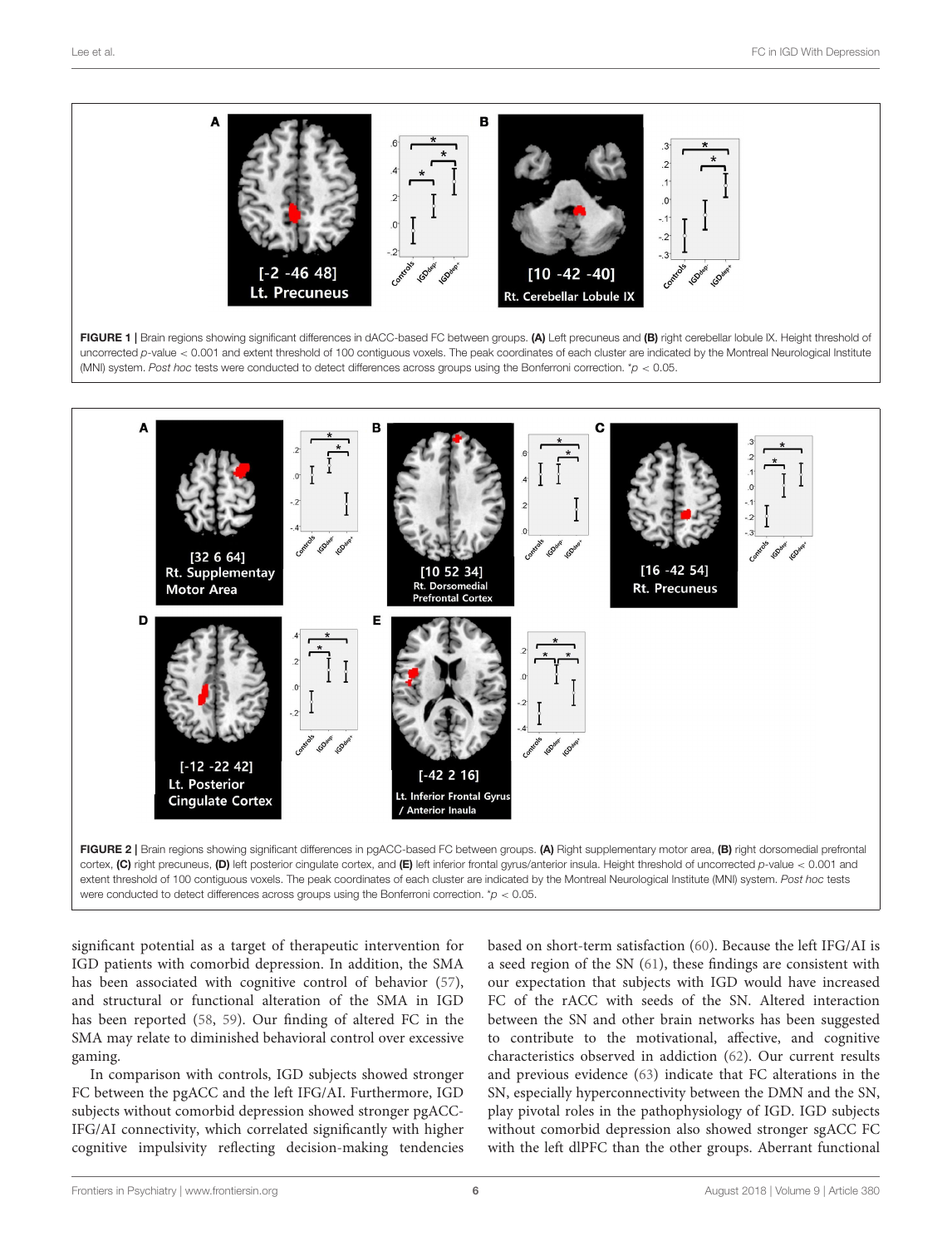**FIGURE 1 |** Brain regions showing significant differences in dACC-based FC between groups. **(A)** Left precuneus and **(B)** right cerebellar lobule IX. Height threshold of uncorrected $p$-value < 0.001 and extent threshold of 100 contiguous voxels. The peak coordinates of each cluster are indicated by the Montreal Neurological Institute (MNI) system. *Post hoc* tests were conducted to detect differences across groups using the Bonferroni correction. $^{*}p < 0.05$.

**FIGURE 2 |** Brain regions showing significant differences in pgACC-based FC between groups. **(A)** Right supplementary motor area, **(B)** right dorsomedial prefrontal cortex, **(C)** right precuneus, **(D)** left posterior cingulate cortex, and **(E)** left inferior frontal gyrus/anterior insula. Height threshold of uncorrected $p$-value < 0.001 and extent threshold of 100 contiguous voxels. The peak coordinates of each cluster are indicated by the Montreal Neurological Institute (MNI) system. *Post hoc* tests were conducted to detect differences across groups using the Bonferroni correction. $^{*}p < 0.05$.

significant potential as a target of therapeutic intervention for IGD patients with comorbid depression. In addition, the SMA has been associated with cognitive control of behavior (57), and structural or functional alteration of the SMA in IGD has been reported (58, 59). Our finding of altered FC in the SMA may relate to diminished behavioral control over excessive gaming.

In comparison with controls, IGD subjects showed stronger FC between the pgACC and the left IFG/AI. Furthermore, IGD subjects without comorbid depression showed stronger pgACC-IFG/AI connectivity, which correlated significantly with higher cognitive impulsivity reflecting decision-making tendencies based on short-term satisfaction (60). Because the left IFG/AI is a seed region of the SN (61), these findings are consistent with our expectation that subjects with IGD would have increased FC of the rACC with seeds of the SN. Altered interaction between the SN and other brain networks has been suggested to contribute to the motivational, affective, and cognitive characteristics observed in addiction (62). Our current results and previous evidence (63) indicate that FC alterations in the SN, especially hyperconnectivity between the DMN and the SN, play pivotal roles in the pathophysiology of IGD. IGD subjects without comorbid depression also showed stronger sgACC FC with the left dlPFC than the other groups. Aberrant functional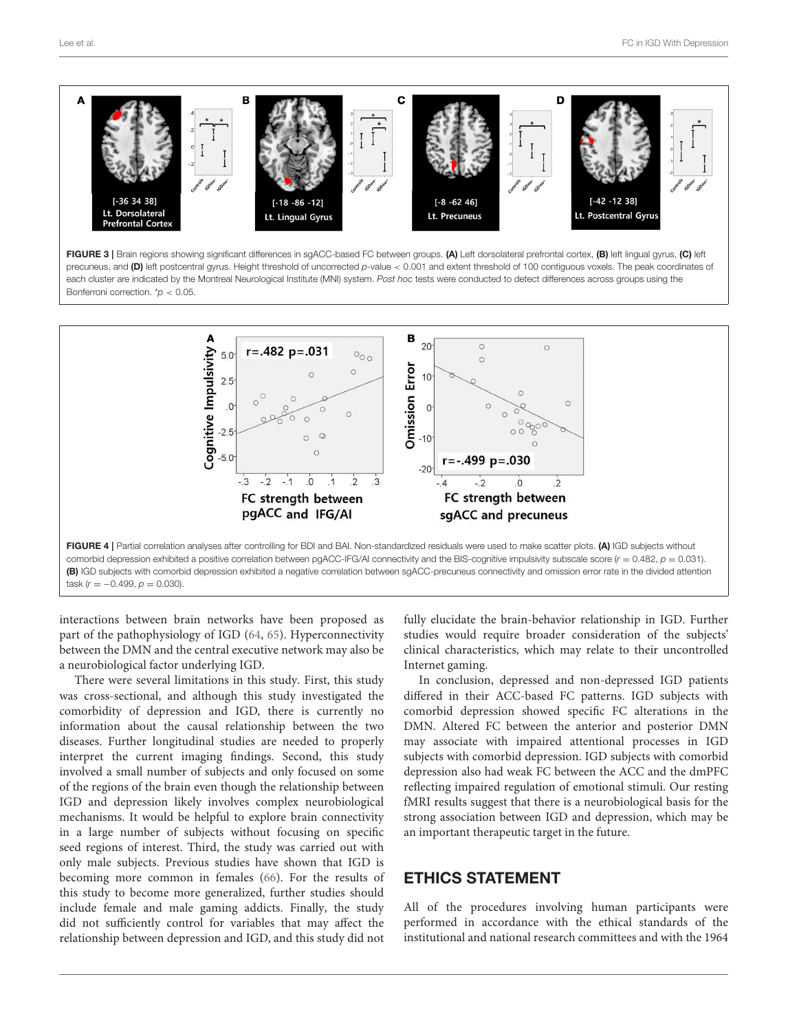[-36 34 38]
Lt. Dorsolateral Prefrontal Cortex

[-18 -86 -12]
Lt. Lingual Gyrus

[-8 -62 46]
Lt. Precuneus

[-42 -12 38]
Lt. Postcentral Gyrus

**FIGURE 3 |** Brain regions showing significant differences in sgACC-based FC between groups. **(A)** Left dorsolateral prefrontal cortex, **(B)** left lingual gyrus, **(C)** left precuneus, and **(D)** left postcentral gyrus. Height threshold of uncorrected *p*-value < 0.001 and extent threshold of 100 contiguous voxels. The peak coordinates of each cluster are indicated by the Montreal Neurological Institute (MNI) system. *Post hoc* tests were conducted to detect differences across groups using the Bonferroni correction. *p < 0.05.

r=.482 p=.031
Cognitive Impulsivity
FC strength between pgACC and IFG/AI

r=-.499 p=.030
Omission Error
FC strength between sgACC and precuneus

**FIGURE 4 |** Partial correlation analyses after controlling for BDI and BAI. Non-standardized residuals were used to make scatter plots. **(A)** IGD subjects without comorbid depression exhibited a positive correlation between pgACC-IFG/AI connectivity and the BIS-cognitive impulsivity subscale score ($r = 0.482$, $p = 0.031$). **(B)** IGD subjects with comorbid depression exhibited a negative correlation between sgACC-precuneus connectivity and omission error rate in the divided attention task ($r = -0.499$, $p = 0.030$).

interactions between brain networks have been proposed as part of the pathophysiology of IGD (64, 65). Hyperconnectivity between the DMN and the central executive network may also be a neurobiological factor underlying IGD.

There were several limitations in this study. First, this study was cross-sectional, and although this study investigated the comorbidity of depression and IGD, there is currently no information about the causal relationship between the two diseases. Further longitudinal studies are needed to properly interpret the current imaging findings. Second, this study involved a small number of subjects and only focused on some of the regions of the brain even though the relationship between IGD and depression likely involves complex neurobiological mechanisms. It would be helpful to explore brain connectivity in a large number of subjects without focusing on specific seed regions of interest. Third, the study was carried out with only male subjects. Previous studies have shown that IGD is becoming more common in females (66). For the results of this study to become more generalized, further studies should include female and male gaming addicts. Finally, the study did not sufficiently control for variables that may affect the relationship between depression and IGD, and this study did not fully elucidate the brain-behavior relationship in IGD. Further studies would require broader consideration of the subjects' clinical characteristics, which may relate to their uncontrolled Internet gaming.

In conclusion, depressed and non-depressed IGD patients differed in their ACC-based FC patterns. IGD subjects with comorbid depression showed specific FC alterations in the DMN. Altered FC between the anterior and posterior DMN may associate with impaired attentional processes in IGD subjects with comorbid depression. IGD subjects with comorbid depression also had weak FC between the ACC and the dmPFC reflecting impaired regulation of emotional stimuli. Our resting fMRI results suggest that there is a neurobiological basis for the strong association between IGD and depression, which may be an important therapeutic target in the future.

## ETHICS STATEMENT

All of the procedures involving human participants were performed in accordance with the ethical standards of the institutional and national research committees and with the 1964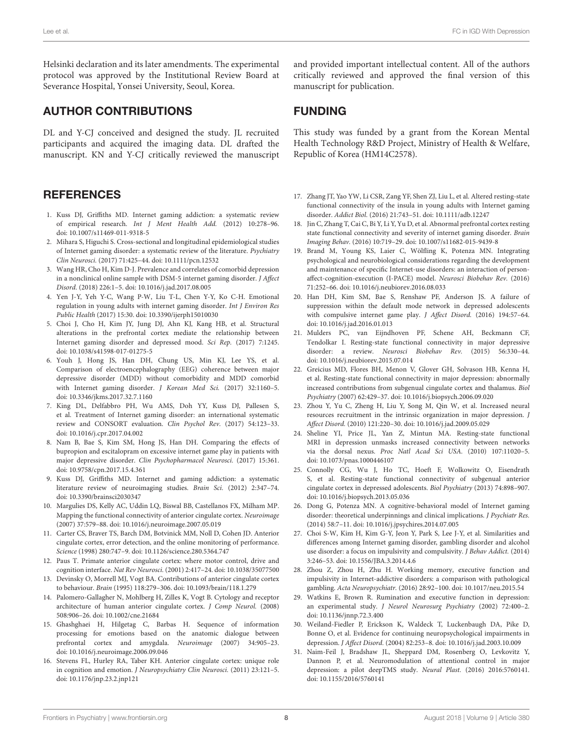Helsinki declaration and its later amendments. The experimental protocol was approved by the Institutional Review Board at Severance Hospital, Yonsei University, Seoul, Korea.

## AUTHOR CONTRIBUTIONS

DL and Y-CJ conceived and designed the study. JL recruited participants and acquired the imaging data. DL drafted the manuscript. KN and Y-CJ critically reviewed the manuscript and provided important intellectual content. All of the authors critically reviewed and approved the final version of this manuscript for publication.

## FUNDING

This study was funded by a grant from the Korean Mental Health Technology R&D Project, Ministry of Health & Welfare, Republic of Korea (HM14C2578).

## REFERENCES

1. Kuss DJ, Griffiths MD. Internet gaming addiction: a systematic review of empirical research. *Int J Ment Health Add.* (2012) 10:278–96. doi: 10.1007/s11469-011-9318-5
2. Mihara S, Higuchi S. Cross-sectional and longitudinal epidemiological studies of Internet gaming disorder: a systematic review of the literature. *Psychiatry Clin Neurosci.* (2017) 71:425–44. doi: 10.1111/pcn.12532
3. Wang HR, Cho H, Kim D-J. Prevalence and correlates of comorbid depression in a nonclinical online sample with DSM-5 internet gaming disorder. *J Affect Disord.* (2018) 226:1–5. doi: 10.1016/j.jad.2017.08.005
4. Yen J-Y, Yeh Y-C, Wang P-W, Liu T-L, Chen Y-Y, Ko C-H. Emotional regulation in young adults with internet gaming disorder. *Int J Environ Res Public Health* (2017) 15:30. doi: 10.3390/ijerph15010030
5. Choi J, Cho H, Kim JY, Jung DJ, Ahn KJ, Kang HB, et al. Structural alterations in the prefrontal cortex mediate the relationship between Internet gaming disorder and depressed mood. *Sci Rep.* (2017) 7:1245. doi: 10.1038/s41598-017-01275-5
6. Youh J, Hong JS, Han DH, Chung US, Min KJ, Lee YS, et al. Comparison of electroencephalography (EEG) coherence between major depressive disorder (MDD) without comorbidity and MDD comorbid with Internet gaming disorder. *J Korean Med Sci.* (2017) 32:1160–5. doi: 10.3346/jkms.2017.32.7.1160
7. King DL, Delfabbro PH, Wu AMS, Doh YY, Kuss DJ, Pallesen S, et al. Treatment of Internet gaming disorder: an international systematic review and CONSORT evaluation. *Clin Psychol Rev.* (2017) 54:123–33. doi: 10.1016/j.cpr.2017.04.002
8. Nam B, Bae S, Kim SM, Hong JS, Han DH. Comparing the effects of bupropion and escitalopram on excessive internet game play in patients with major depressive disorder. *Clin Psychopharmacol Neurosci.* (2017) 15:361. doi: 10.9758/cpn.2017.15.4.361
9. Kuss DJ, Griffiths MD. Internet and gaming addiction: a systematic literature review of neuroimaging studies. *Brain Sci.* (2012) 2:347–74. doi: 10.3390/brainsci2030347
10. Margulies DS, Kelly AC, Uddin LQ, Biswal BB, Castellanos FX, Milham MP. Mapping the functional connectivity of anterior cingulate cortex. *Neuroimage* (2007) 37:579–88. doi: 10.1016/j.neuroimage.2007.05.019
11. Carter CS, Braver TS, Barch DM, Botvinick MM, Noll D, Cohen JD. Anterior cingulate cortex, error detection, and the online monitoring of performance. *Science* (1998) 280:747–9. doi: 10.1126/science.280.5364.747
12. Paus T. Primate anterior cingulate cortex: where motor control, drive and cognition interface. *Nat Rev Neurosci.* (2001) 2:417–24. doi: 10.1038/35077500
13. Devinsky O, Morrell MJ, Vogt BA. Contributions of anterior cingulate cortex to behaviour. *Brain* (1995) 118:279–306. doi: 10.1093/brain/118.1.279
14. Palomero-Gallagher N, Mohlberg H, Zilles K, Vogt B. Cytology and receptor architecture of human anterior cingulate cortex. *J Comp Neurol.* (2008) 508:906–26. doi: 10.1002/cne.21684
15. Ghashghaei H, Hilgetag C, Barbas H. Sequence of information processing for emotions based on the anatomic dialogue between prefrontal cortex and amygdala. *Neuroimage* (2007) 34:905–23. doi: 10.1016/j.neuroimage.2006.09.046
16. Stevens FL, Hurley RA, Taber KH. Anterior cingulate cortex: unique role in cognition and emotion. *J Neuropsychiatry Clin Neurosci.* (2011) 23:121–5. doi: 10.1176/jnp.23.2.jnp121
17. Zhang JT, Yao YW, Li CSR, Zang YF, Shen ZJ, Liu L, et al. Altered resting-state functional connectivity of the insula in young adults with Internet gaming disorder. *Addict Biol.* (2016) 21:743–51. doi: 10.1111/adb.12247
18. Jin C, Zhang T, Cai C, Bi Y, Li Y, Yu D, et al. Abnormal prefrontal cortex resting state functional connectivity and severity of internet gaming disorder. *Brain Imaging Behav.* (2016) 10:719–29. doi: 10.1007/s11682-015-9439-8
19. Brand M, Young KS, Laier C, Wölfling K, Potenza MN. Integrating psychological and neurobiological considerations regarding the development and maintenance of specific Internet-use disorders: an interaction of person-affect-cognition-execution (I-PACE) model. *Neurosci Biobehav Rev.* (2016) 71:252–66. doi: 10.1016/j.neubiorev.2016.08.033
20. Han DH, Kim SM, Bae S, Renshaw PF, Anderson JS. A failure of suppression within the default mode network in depressed adolescents with compulsive internet game play. *J Affect Disord.* (2016) 194:57–64. doi: 10.1016/j.jad.2016.01.013
21. Mulders PC, van Eijndhoven PF, Schene AH, Beckmann CF, Tendolkar I. Resting-state functional connectivity in major depressive disorder: a review. *Neurosci Biobehav Rev.* (2015) 56:330–44. doi: 10.1016/j.neubiorev.2015.07.014
22. Greicius MD, Flores BH, Menon V, Glover GH, Solvason HB, Kenna H, et al. Resting-state functional connectivity in major depression: abnormally increased contributions from subgenual cingulate cortex and thalamus. *Biol Psychiatry* (2007) 62:429–37. doi: 10.1016/j.biopsych.2006.09.020
23. Zhou Y, Yu C, Zheng H, Liu Y, Song M, Qin W, et al. Increased neural resources recruitment in the intrinsic organization in major depression. *J Affect Disord.* (2010) 121:220–30. doi: 10.1016/j.jad.2009.05.029
24. Sheline YI, Price JL, Yan Z, Mintun MA. Resting-state functional MRI in depression unmasks increased connectivity between networks via the dorsal nexus. *Proc Natl Acad Sci USA.* (2010) 107:11020–5. doi: 10.1073/pnas.1000446107
25. Connolly CG, Wu J, Ho TC, Hoeft F, Wolkowitz O, Eisendrath S, et al. Resting-state functional connectivity of subgenual anterior cingulate cortex in depressed adolescents. *Biol Psychiatry* (2013) 74:898–907. doi: 10.1016/j.biopsych.2013.05.036
26. Dong G, Potenza MN. A cognitive-behavioral model of Internet gaming disorder: theoretical underpinnings and clinical implications. *J Psychiatr Res.* (2014) 58:7–11. doi: 10.1016/j.jpsychires.2014.07.005
27. Choi S-W, Kim H, Kim G-Y, Jeon Y, Park S, Lee J-Y, et al. Similarities and differences among Internet gaming disorder, gambling disorder and alcohol use disorder: a focus on impulsivity and compulsivity. *J Behav Addict.* (2014) 3:246–53. doi: 10.1556/JBA.3.2014.4.6
28. Zhou Z, Zhou H, Zhu H. Working memory, executive function and impulsivity in Internet-addictive disorders: a comparison with pathological gambling. *Acta Neuropsychiatr.* (2016) 28:92–100. doi: 10.1017/neu.2015.54
29. Watkins E, Brown R. Rumination and executive function in depression: an experimental study. *J Neurol Neurosurg Psychiatry* (2002) 72:400–2. doi: 10.1136/jnnp.72.3.400
30. Weiland-Fiedler P, Erickson K, Waldeck T, Luckenbaugh DA, Pike D, Bonne O, et al. Evidence for continuing neuropsychological impairments in depression. *J Affect Disord.* (2004) 82:253–8. doi: 10.1016/j.jad.2003.10.009
31. Naim-Feil J, Bradshaw JL, Sheppard DM, Rosenberg O, Levkovitz Y, Dannon P, et al. Neuromodulation of attentional control in major depression: a pilot deepTMS study. *Neural Plast.* (2016) 2016:5760141. doi: 10.1155/2016/5760141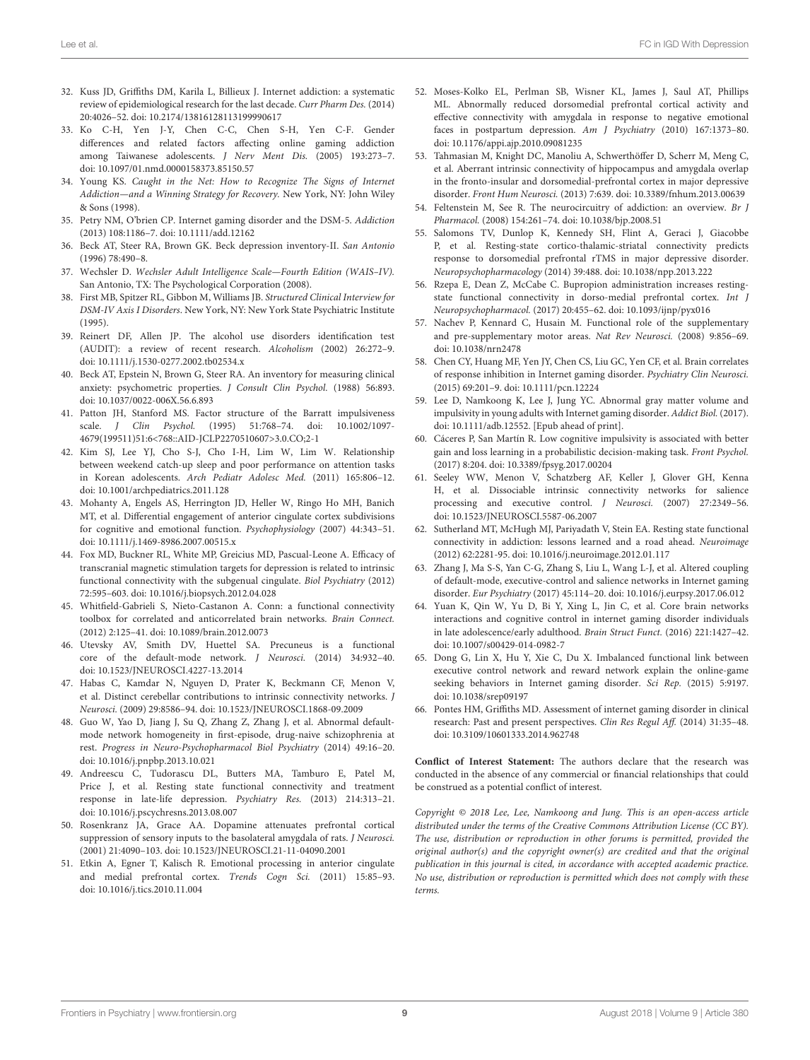32. Kuss JD, Griffiths DM, Karila L, Billieux J. Internet addiction: a systematic review of epidemiological research for the last decade. *Curr Pharm Des.* (2014) 20:4026–52. doi: 10.2174/13816128113199990617
33. Ko C-H, Yen J-Y, Chen C-C, Chen S-H, Yen C-F. Gender differences and related factors affecting online gaming addiction among Taiwanese adolescents. *J Nerv Ment Dis.* (2005) 193:273–7. doi: 10.1097/01.nmd.0000158373.85150.57
34. Young KS. *Caught in the Net: How to Recognize The Signs of Internet Addiction—and a Winning Strategy for Recovery.* New York, NY: John Wiley & Sons (1998).
35. Petry NM, O'brien CP. Internet gaming disorder and the DSM-5. *Addiction* (2013) 108:1186–7. doi: 10.1111/add.12162
36. Beck AT, Steer RA, Brown GK. Beck depression inventory-II. *San Antonio* (1996) 78:490–8.
37. Wechsler D. *Wechsler Adult Intelligence Scale—Fourth Edition (WAIS–IV).* San Antonio, TX: The Psychological Corporation (2008).
38. First MB, Spitzer RL, Gibbon M, Williams JB. *Structured Clinical Interview for DSM-IV Axis I Disorders*. New York, NY: New York State Psychiatric Institute (1995).
39. Reinert DF, Allen JP. The alcohol use disorders identification test (AUDIT): a review of recent research. *Alcoholism* (2002) 26:272–9. doi: 10.1111/j.1530-0277.2002.tb02534.x
40. Beck AT, Epstein N, Brown G, Steer RA. An inventory for measuring clinical anxiety: psychometric properties. *J Consult Clin Psychol.* (1988) 56:893. doi: 10.1037/0022-006X.56.6.893
41. Patton JH, Stanford MS. Factor structure of the Barratt impulsiveness scale. *J Clin Psychol.* (1995) 51:768–74. doi: 10.1002/1097-4679(199511)51:6<768::AID-JCLP2270510607>3.0.CO;2-1
42. Kim SJ, Lee YJ, Cho S-J, Cho I-H, Lim W, Lim W. Relationship between weekend catch-up sleep and poor performance on attention tasks in Korean adolescents. *Arch Pediatr Adolesc Med.* (2011) 165:806–12. doi: 10.1001/archpediatrics.2011.128
43. Mohanty A, Engels AS, Herrington JD, Heller W, Ringo Ho MH, Banich MT, et al. Differential engagement of anterior cingulate cortex subdivisions for cognitive and emotional function. *Psychophysiology* (2007) 44:343–51. doi: 10.1111/j.1469-8986.2007.00515.x
44. Fox MD, Buckner RL, White MP, Greicius MD, Pascual-Leone A. Efficacy of transcranial magnetic stimulation targets for depression is related to intrinsic functional connectivity with the subgenual cingulate. *Biol Psychiatry* (2012) 72:595–603. doi: 10.1016/j.biopsych.2012.04.028
45. Whitfield-Gabrieli S, Nieto-Castanon A. Conn: a functional connectivity toolbox for correlated and anticorrelated brain networks. *Brain Connect.* (2012) 2:125–41. doi: 10.1089/brain.2012.0073
46. Utevsky AV, Smith DV, Huettel SA. Precuneus is a functional core of the default-mode network. *J Neurosci.* (2014) 34:932–40. doi: 10.1523/JNEUROSCI.4227-13.2014
47. Habas C, Kamdar N, Nguyen D, Prater K, Beckmann CF, Menon V, et al. Distinct cerebellar contributions to intrinsic connectivity networks. *J Neurosci.* (2009) 29:8586–94. doi: 10.1523/JNEUROSCI.1868-09.2009
48. Guo W, Yao D, Jiang J, Su Q, Zhang Z, Zhang J, et al. Abnormal default-mode network homogeneity in first-episode, drug-naive schizophrenia at rest. *Progress in Neuro-Psychopharmacol Biol Psychiatry* (2014) 49:16–20. doi: 10.1016/j.pnpbp.2013.10.021
49. Andreescu C, Tudorascu DL, Butters MA, Tamburo E, Patel M, Price J, et al. Resting state functional connectivity and treatment response in late-life depression. *Psychiatry Res.* (2013) 214:313–21. doi: 10.1016/j.pscychresns.2013.08.007
50. Rosenkranz JA, Grace AA. Dopamine attenuates prefrontal cortical suppression of sensory inputs to the basolateral amygdala of rats. *J Neurosci.* (2001) 21:4090–103. doi: 10.1523/JNEUROSCI.21-11-04090.2001
51. Etkin A, Egner T, Kalisch R. Emotional processing in anterior cingulate and medial prefrontal cortex. *Trends Cogn Sci.* (2011) 15:85–93. doi: 10.1016/j.tics.2010.11.004
52. Moses-Kolko EL, Perlman SB, Wisner KL, James J, Saul AT, Phillips ML. Abnormally reduced dorsomedial prefrontal cortical activity and effective connectivity with amygdala in response to negative emotional faces in postpartum depression. *Am J Psychiatry* (2010) 167:1373–80. doi: 10.1176/appi.ajp.2010.09081235
53. Tahmasian M, Knight DC, Manoliu A, Schwerthöffer D, Scherr M, Meng C, et al. Aberrant intrinsic connectivity of hippocampus and amygdala overlap in the fronto-insular and dorsomedial-prefrontal cortex in major depressive disorder. *Front Hum Neurosci.* (2013) 7:639. doi: 10.3389/fnhum.2013.00639
54. Feltenstein M, See R. The neurocircuitry of addiction: an overview. *Br J Pharmacol.* (2008) 154:261–74. doi: 10.1038/bjp.2008.51
55. Salomons TV, Dunlop K, Kennedy SH, Flint A, Geraci J, Giacobbe P, et al. Resting-state cortico-thalamic-striatal connectivity predicts response to dorsomedial prefrontal rTMS in major depressive disorder. *Neuropsychopharmacology* (2014) 39:488. doi: 10.1038/npp.2013.222
56. Rzepa E, Dean Z, McCabe C. Bupropion administration increases resting-state functional connectivity in dorso-medial prefrontal cortex. *Int J Neuropsychopharmacol.* (2017) 20:455–62. doi: 10.1093/ijnp/pyx016
57. Nachev P, Kennard C, Husain M. Functional role of the supplementary and pre-supplementary motor areas. *Nat Rev Neurosci.* (2008) 9:856–69. doi: 10.1038/nrn2478
58. Chen CY, Huang MF, Yen JY, Chen CS, Liu GC, Yen CF, et al. Brain correlates of response inhibition in Internet gaming disorder. *Psychiatry Clin Neurosci.* (2015) 69:201–9. doi: 10.1111/pcn.12224
59. Lee D, Namkoong K, Lee J, Jung YC. Abnormal gray matter volume and impulsivity in young adults with Internet gaming disorder. *Addict Biol.* (2017). doi: 10.1111/adb.12552. [Epub ahead of print].
60. Cáceres P, San Martín R. Low cognitive impulsivity is associated with better gain and loss learning in a probabilistic decision-making task. *Front Psychol.* (2017) 8:204. doi: 10.3389/fpsyg.2017.00204
61. Seeley WW, Menon V, Schatzberg AF, Keller J, Glover GH, Kenna H, et al. Dissociable intrinsic connectivity networks for salience processing and executive control. *J Neurosci.* (2007) 27:2349–56. doi: 10.1523/JNEUROSCI.5587-06.2007
62. Sutherland MT, McHugh MJ, Pariyadath V, Stein EA. Resting state functional connectivity in addiction: lessons learned and a road ahead. *Neuroimage* (2012) 62:2281-95. doi: 10.1016/j.neuroimage.2012.01.117
63. Zhang J, Ma S-S, Yan C-G, Zhang S, Liu L, Wang L-J, et al. Altered coupling of default-mode, executive-control and salience networks in Internet gaming disorder. *Eur Psychiatry* (2017) 45:114–20. doi: 10.1016/j.eurpsy.2017.06.012
64. Yuan K, Qin W, Yu D, Bi Y, Xing L, Jin C, et al. Core brain networks interactions and cognitive control in internet gaming disorder individuals in late adolescence/early adulthood. *Brain Struct Funct.* (2016) 221:1427–42. doi: 10.1007/s00429-014-0982-7
65. Dong G, Lin X, Hu Y, Xie C, Du X. Imbalanced functional link between executive control network and reward network explain the online-game seeking behaviors in Internet gaming disorder. *Sci Rep.* (2015) 5:9197. doi: 10.1038/srep09197
66. Pontes HM, Griffiths MD. Assessment of internet gaming disorder in clinical research: Past and present perspectives. *Clin Res Regul Aff.* (2014) 31:35–48. doi: 10.3109/10601333.2014.962748

**Conflict of Interest Statement:** The authors declare that the research was conducted in the absence of any commercial or financial relationships that could be construed as a potential conflict of interest.

*Copyright © 2018 Lee, Lee, Namkoong and Jung. This is an open-access article distributed under the terms of the Creative Commons Attribution License (CC BY). The use, distribution or reproduction in other forums is permitted, provided the original author(s) and the copyright owner(s) are credited and that the original publication in this journal is cited, in accordance with accepted academic practice. No use, distribution or reproduction is permitted which does not comply with these terms.*